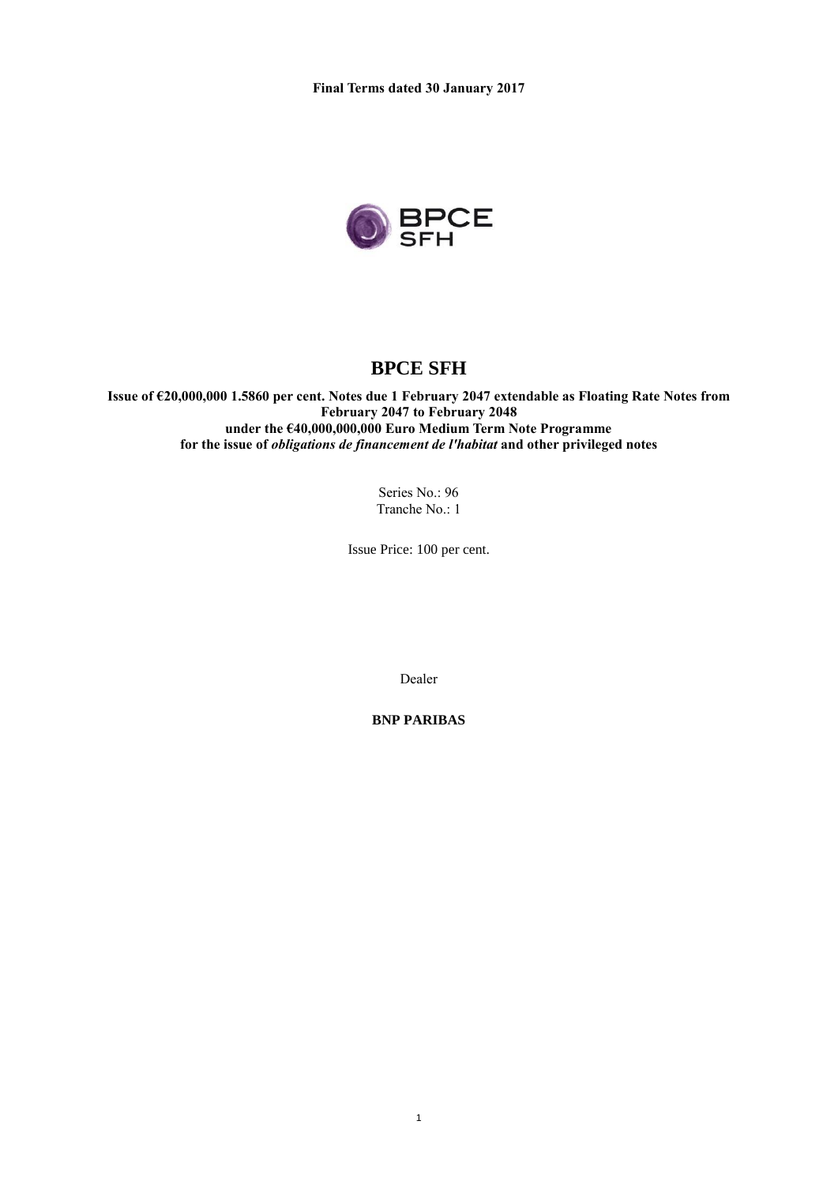**Final Terms dated 30 January 2017**

# BPCE SFH

**Issue of €20,000,000 1.5860 per cent. Notes due 1 February 2047 extendable as Floating Rate Notes from February 2047 to February 2048**
**under the €40,000,000,000 Euro Medium Term Note Programme**
**for the issue of *obligations de financement de l'habitat* and other privileged notes**

Series No.: 96
Tranche No.: 1

Issue Price: 100 per cent.

Dealer

**BNP PARIBAS**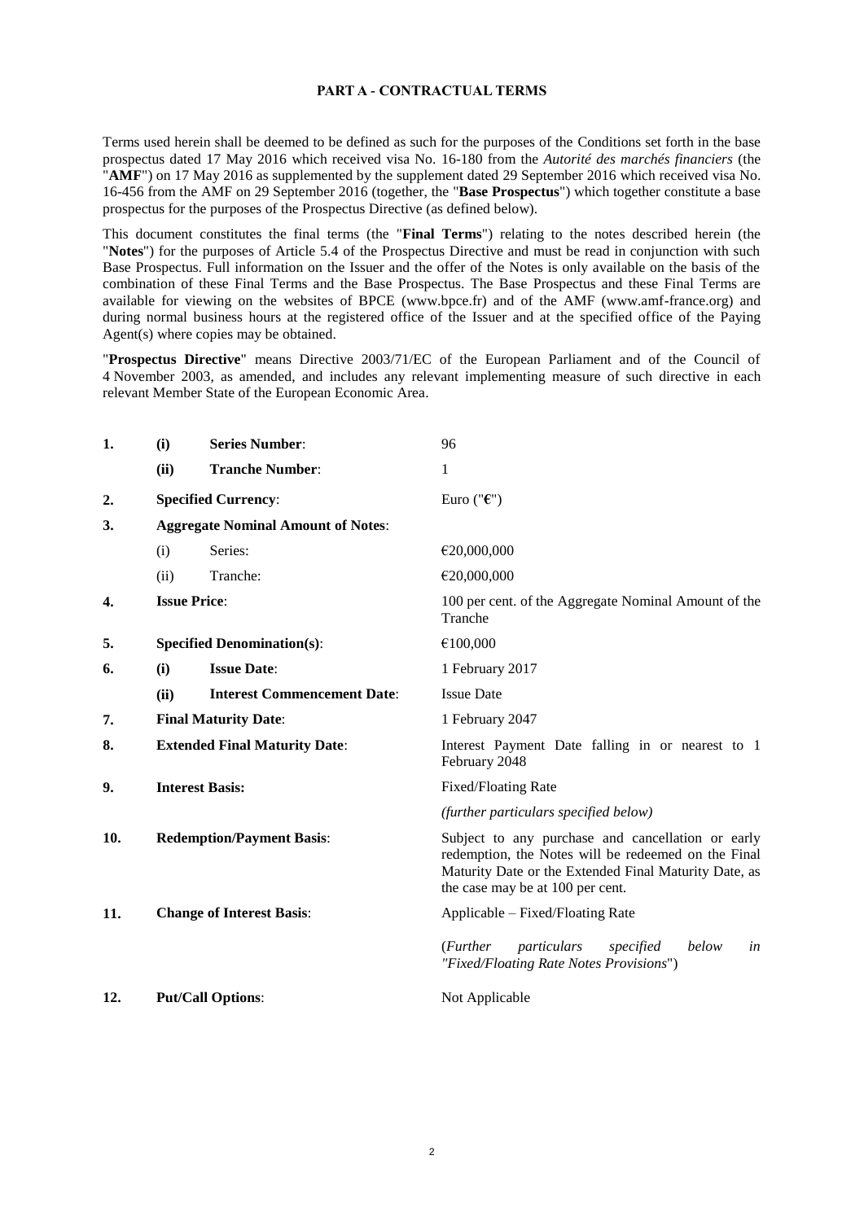**PART A - CONTRACTUAL TERMS**

Terms used herein shall be deemed to be defined as such for the purposes of the Conditions set forth in the base prospectus dated 17 May 2016 which received visa No. 16-180 from the *Autorité des marchés financiers* (the "**AMF**") on 17 May 2016 as supplemented by the supplement dated 29 September 2016 which received visa No. 16-456 from the AMF on 29 September 2016 (together, the "**Base Prospectus**") which together constitute a base prospectus for the purposes of the Prospectus Directive (as defined below).

This document constitutes the final terms (the "**Final Terms**") relating to the notes described herein (the "**Notes**") for the purposes of Article 5.4 of the Prospectus Directive and must be read in conjunction with such Base Prospectus. Full information on the Issuer and the offer of the Notes is only available on the basis of the combination of these Final Terms and the Base Prospectus. The Base Prospectus and these Final Terms are available for viewing on the websites of BPCE (www.bpce.fr) and of the AMF (www.amf-france.org) and during normal business hours at the registered office of the Issuer and at the specified office of the Paying Agent(s) where copies may be obtained.

"**Prospectus Directive**" means Directive 2003/71/EC of the European Parliament and of the Council of 4 November 2003, as amended, and includes any relevant implementing measure of such directive in each relevant Member State of the European Economic Area.

| | | | |
|---|---|---|---|
| **1.** | **(i)** | **Series Number**: | 96 |
| | **(ii)** | **Tranche Number**: | 1 |
| **2.** | **Specified Currency**: | | Euro ("**€**") |
| **3.** | **Aggregate Nominal Amount of Notes**: | | |
| | (i) | Series: | €20,000,000 |
| | (ii) | Tranche: | €20,000,000 |
| **4.** | **Issue Price**: | | 100 per cent. of the Aggregate Nominal Amount of the Tranche |
| **5.** | **Specified Denomination(s)**: | | €100,000 |
| **6.** | **(i)** | **Issue Date**: | 1 February 2017 |
| | **(ii)** | **Interest Commencement Date**: | Issue Date |
| **7.** | **Final Maturity Date**: | | 1 February 2047 |
| **8.** | **Extended Final Maturity Date**: | | Interest Payment Date falling in or nearest to 1 February 2048 |
| **9.** | **Interest Basis:** | | Fixed/Floating Rate<br>*(further particulars specified below)* |
| **10.** | **Redemption/Payment Basis**: | | Subject to any purchase and cancellation or early redemption, the Notes will be redeemed on the Final Maturity Date or the Extended Final Maturity Date, as the case may be at 100 per cent. |
| **11.** | **Change of Interest Basis**: | | Applicable – Fixed/Floating Rate<br>(*Further particulars specified below in "Fixed/Floating Rate Notes Provisions*") |
| **12.** | **Put/Call Options**: | | Not Applicable |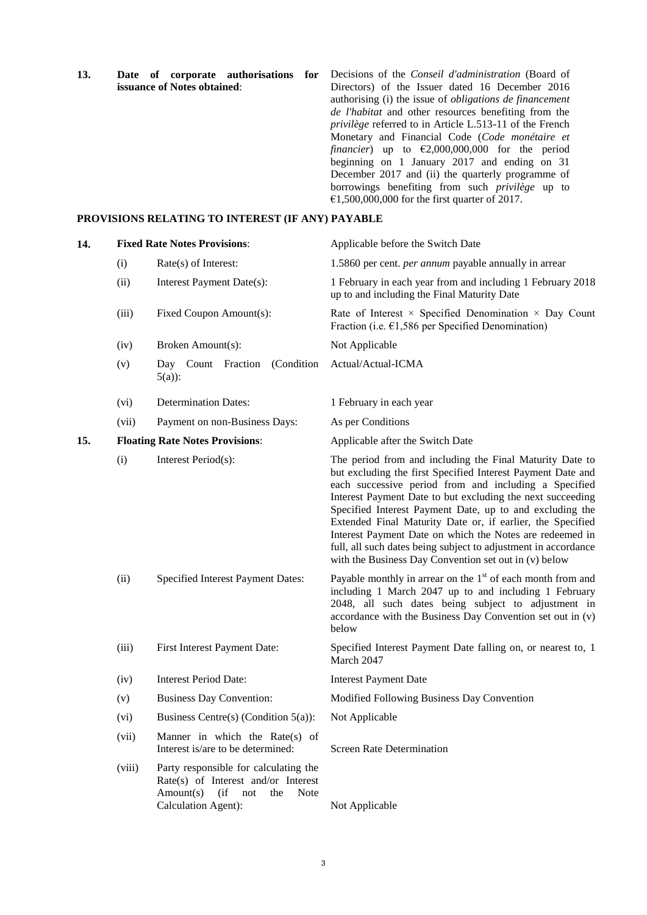| | | |
|---|---|---|
| **13.** | **Date of corporate authorisations for issuance of Notes obtained**: | Decisions of the *Conseil d'administration* (Board of Directors) of the Issuer dated 16 December 2016 authorising (i) the issue of *obligations de financement de l'habitat* and other resources benefiting from the *privilège* referred to in Article L.513-11 of the French Monetary and Financial Code (*Code monétaire et financier*) up to €2,000,000,000 for the period beginning on 1 January 2017 and ending on 31 December 2017 and (ii) the quarterly programme of borrowings benefiting from such *privilège* up to €1,500,000,000 for the first quarter of 2017. |

**PROVISIONS RELATING TO INTEREST (IF ANY) PAYABLE**

| | | | |
|---|---|---|---|
| **14.** | **Fixed Rate Notes Provisions**: | | Applicable before the Switch Date |
| | (i) | Rate(s) of Interest: | 1.5860 per cent. *per annum* payable annually in arrear |
| | (ii) | Interest Payment Date(s): | 1 February in each year from and including 1 February 2018 up to and including the Final Maturity Date |
| | (iii) | Fixed Coupon Amount(s): | Rate of Interest × Specified Denomination × Day Count Fraction (i.e. €1,586 per Specified Denomination) |
| | (iv) | Broken Amount(s): | Not Applicable |
| | (v) | Day Count Fraction (Condition 5(a)): | Actual/Actual-ICMA |
| | (vi) | Determination Dates: | 1 February in each year |
| | (vii) | Payment on non-Business Days: | As per Conditions |
| **15.** | **Floating Rate Notes Provisions**: | | Applicable after the Switch Date |
| | (i) | Interest Period(s): | The period from and including the Final Maturity Date to but excluding the first Specified Interest Payment Date and each successive period from and including a Specified Interest Payment Date to but excluding the next succeeding Specified Interest Payment Date, up to and excluding the Extended Final Maturity Date or, if earlier, the Specified Interest Payment Date on which the Notes are redeemed in full, all such dates being subject to adjustment in accordance with the Business Day Convention set out in (v) below |
| | (ii) | Specified Interest Payment Dates: | Payable monthly in arrear on the 1st of each month from and including 1 March 2047 up to and including 1 February 2048, all such dates being subject to adjustment in accordance with the Business Day Convention set out in (v) below |
| | (iii) | First Interest Payment Date: | Specified Interest Payment Date falling on, or nearest to, 1 March 2047 |
| | (iv) | Interest Period Date: | Interest Payment Date |
| | (v) | Business Day Convention: | Modified Following Business Day Convention |
| | (vi) | Business Centre(s) (Condition 5(a)): | Not Applicable |
| | (vii) | Manner in which the Rate(s) of Interest is/are to be determined: | Screen Rate Determination |
| | (viii) | Party responsible for calculating the Rate(s) of Interest and/or Interest Amount(s) (if not the Note Calculation Agent): | Not Applicable |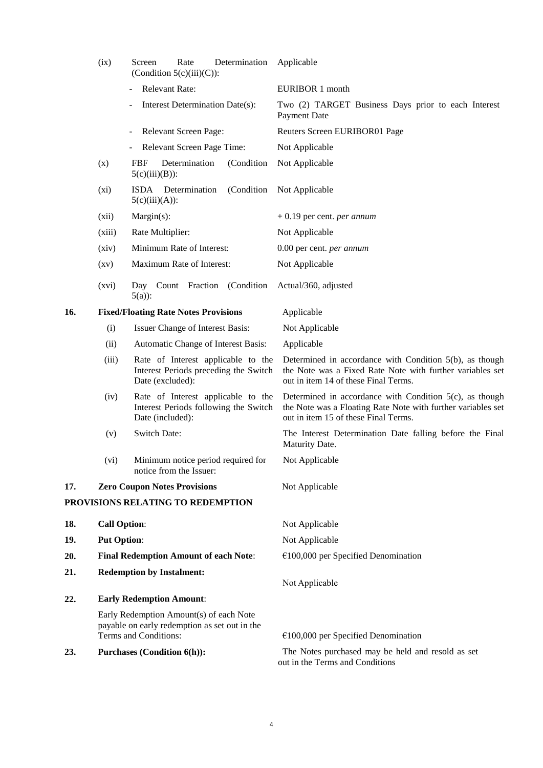| | | | |
|---|---|---|---|
| | (ix) | Screen Rate Determination (Condition 5(c)(iii)(C)): | Applicable |
| | | - Relevant Rate: | EURIBOR 1 month |
| | | - Interest Determination Date(s): | Two (2) TARGET Business Days prior to each Interest Payment Date |
| | | - Relevant Screen Page: | Reuters Screen EURIBOR01 Page |
| | | - Relevant Screen Page Time: | Not Applicable |
| | (x) | FBF Determination (Condition 5(c)(iii)(B)): | Not Applicable |
| | (xi) | ISDA Determination (Condition 5(c)(iii)(A)): | Not Applicable |
| | (xii) | Margin(s): | + 0.19 per cent. *per annum* |
| | (xiii) | Rate Multiplier: | Not Applicable |
| | (xiv) | Minimum Rate of Interest: | 0.00 per cent. *per annum* |
| | (xv) | Maximum Rate of Interest: | Not Applicable |
| | (xvi) | Day Count Fraction (Condition 5(a)): | Actual/360, adjusted |
| **16.** | **Fixed/Floating Rate Notes Provisions** | | Applicable |
| | (i) | Issuer Change of Interest Basis: | Not Applicable |
| | (ii) | Automatic Change of Interest Basis: | Applicable |
| | (iii) | Rate of Interest applicable to the Interest Periods preceding the Switch Date (excluded): | Determined in accordance with Condition 5(b), as though the Note was a Fixed Rate Note with further variables set out in item 14 of these Final Terms. |
| | (iv) | Rate of Interest applicable to the Interest Periods following the Switch Date (included): | Determined in accordance with Condition 5(c), as though the Note was a Floating Rate Note with further variables set out in item 15 of these Final Terms. |
| | (v) | Switch Date: | The Interest Determination Date falling before the Final Maturity Date. |
| | (vi) | Minimum notice period required for notice from the Issuer: | Not Applicable |
| **17.** | **Zero Coupon Notes Provisions** | | Not Applicable |

**PROVISIONS RELATING TO REDEMPTION**

| | | |
|---|---|---|
| **18.** | **Call Option**: | Not Applicable |
| **19.** | **Put Option**: | Not Applicable |
| **20.** | **Final Redemption Amount of each Note**: | €100,000 per Specified Denomination |
| **21.** | **Redemption by Instalment:** | Not Applicable |
| **22.** | **Early Redemption Amount**: | |
| | Early Redemption Amount(s) of each Note payable on early redemption as set out in the Terms and Conditions: | €100,000 per Specified Denomination |
| **23.** | **Purchases (Condition 6(h)):** | The Notes purchased may be held and resold as set out in the Terms and Conditions |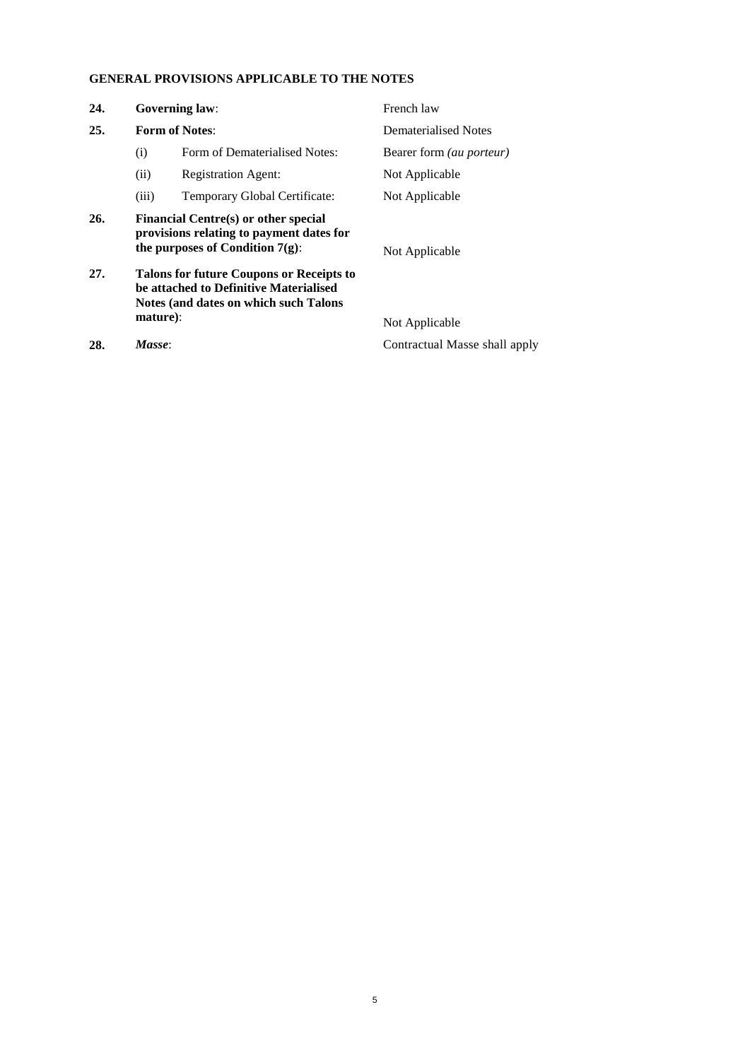## GENERAL PROVISIONS APPLICABLE TO THE NOTES

| | | | |
|---|---|---|---|
| **24.** | **Governing law**: | | French law |
| **25.** | **Form of Notes**: | | Dematerialised Notes |
| | (i) | Form of Dematerialised Notes: | Bearer form *(au porteur)* |
| | (ii) | Registration Agent: | Not Applicable |
| | (iii) | Temporary Global Certificate: | Not Applicable |
| **26.** | **Financial Centre(s) or other special provisions relating to payment dates for the purposes of Condition 7(g)**: | | Not Applicable |
| **27.** | **Talons for future Coupons or Receipts to be attached to Definitive Materialised Notes (and dates on which such Talons mature)**: | | Not Applicable |
| **28.** | ***Masse***: | | Contractual Masse shall apply |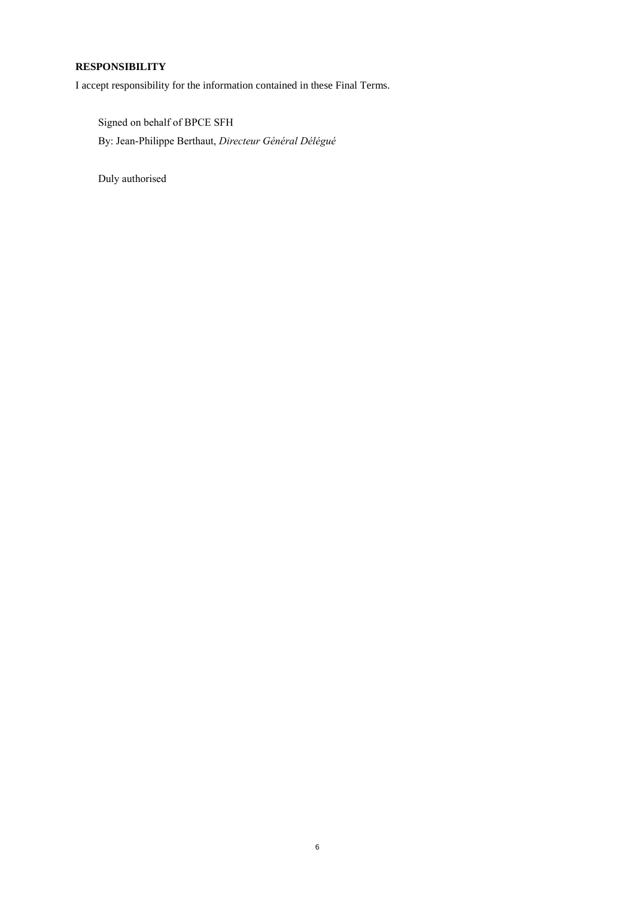**RESPONSIBILITY**

I accept responsibility for the information contained in these Final Terms.

Signed on behalf of BPCE SFH

By: Jean-Philippe Berthaut, *Directeur Général Délégué*

Duly authorised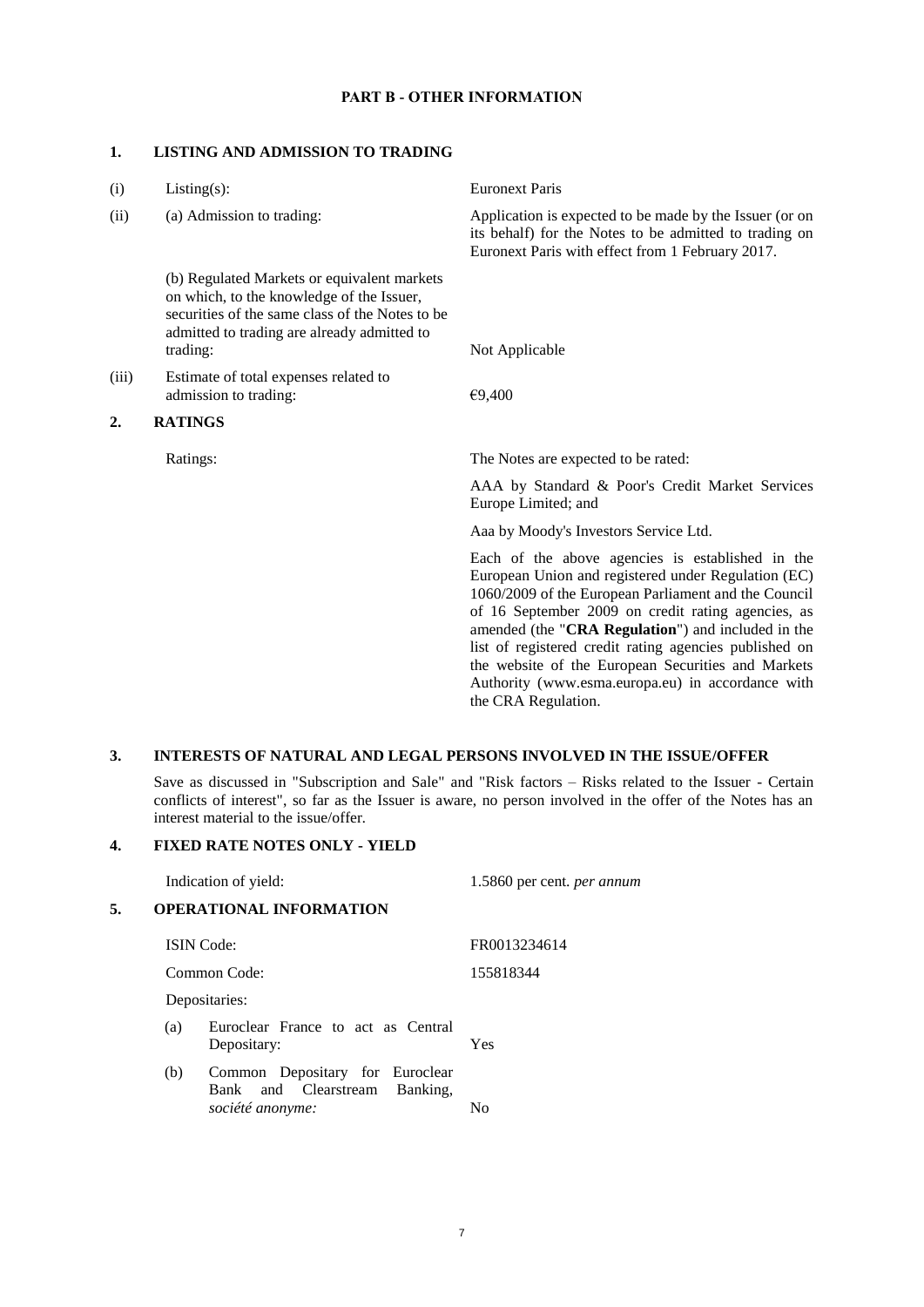## PART B - OTHER INFORMATION

### 1. LISTING AND ADMISSION TO TRADING

| | | |
|---|---|---|
| (i) | Listing(s): | Euronext Paris |
| (ii) | (a) Admission to trading: | Application is expected to be made by the Issuer (or on its behalf) for the Notes to be admitted to trading on Euronext Paris with effect from 1 February 2017. |
| | (b) Regulated Markets or equivalent markets on which, to the knowledge of the Issuer, securities of the same class of the Notes to be admitted to trading are already admitted to trading: | Not Applicable |
| (iii) | Estimate of total expenses related to admission to trading: | €9,400 |

### 2. RATINGS

| | |
|---|---|
| Ratings: | The Notes are expected to be rated: |
| | AAA by Standard & Poor's Credit Market Services Europe Limited; and |
| | Aaa by Moody's Investors Service Ltd. |
| | Each of the above agencies is established in the European Union and registered under Regulation (EC) 1060/2009 of the European Parliament and the Council of 16 September 2009 on credit rating agencies, as amended (the "**CRA Regulation**") and included in the list of registered credit rating agencies published on the website of the European Securities and Markets Authority (www.esma.europa.eu) in accordance with the CRA Regulation. |

### 3. INTERESTS OF NATURAL AND LEGAL PERSONS INVOLVED IN THE ISSUE/OFFER

Save as discussed in "Subscription and Sale" and "Risk factors – Risks related to the Issuer - Certain conflicts of interest", so far as the Issuer is aware, no person involved in the offer of the Notes has an interest material to the issue/offer.

### 4. FIXED RATE NOTES ONLY - YIELD

| | |
|---|---|
| Indication of yield: | 1.5860 per cent. *per annum* |

### 5. OPERATIONAL INFORMATION

| | |
|---|---|
| ISIN Code: | FR0013234614 |
| Common Code: | 155818344 |
| Depositaries: | |
| (a) Euroclear France to act as Central Depositary: | Yes |
| (b) Common Depositary for Euroclear Bank and Clearstream Banking, *société anonyme:* | No |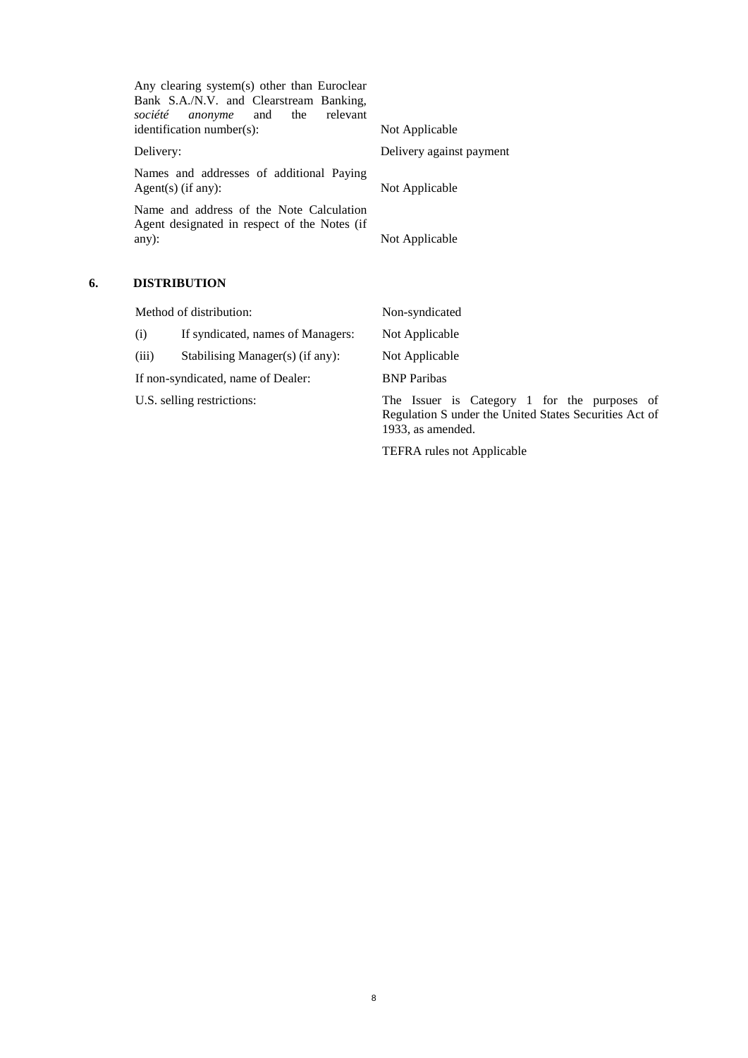| | |
|---|---|
| Any clearing system(s) other than Euroclear Bank S.A./N.V. and Clearstream Banking, *société anonyme* and the relevant identification number(s): | Not Applicable |
| Delivery: | Delivery against payment |
| Names and addresses of additional Paying Agent(s) (if any): | Not Applicable |
| Name and address of the Note Calculation Agent designated in respect of the Notes (if any): | Not Applicable |

## 6. DISTRIBUTION

| | |
|---|---|
| Method of distribution: | Non-syndicated |
| (i) If syndicated, names of Managers: | Not Applicable |
| (iii) Stabilising Manager(s) (if any): | Not Applicable |
| If non-syndicated, name of Dealer: | BNP Paribas |
| U.S. selling restrictions: | The Issuer is Category 1 for the purposes of Regulation S under the United States Securities Act of 1933, as amended.<br><br>TEFRA rules not Applicable |